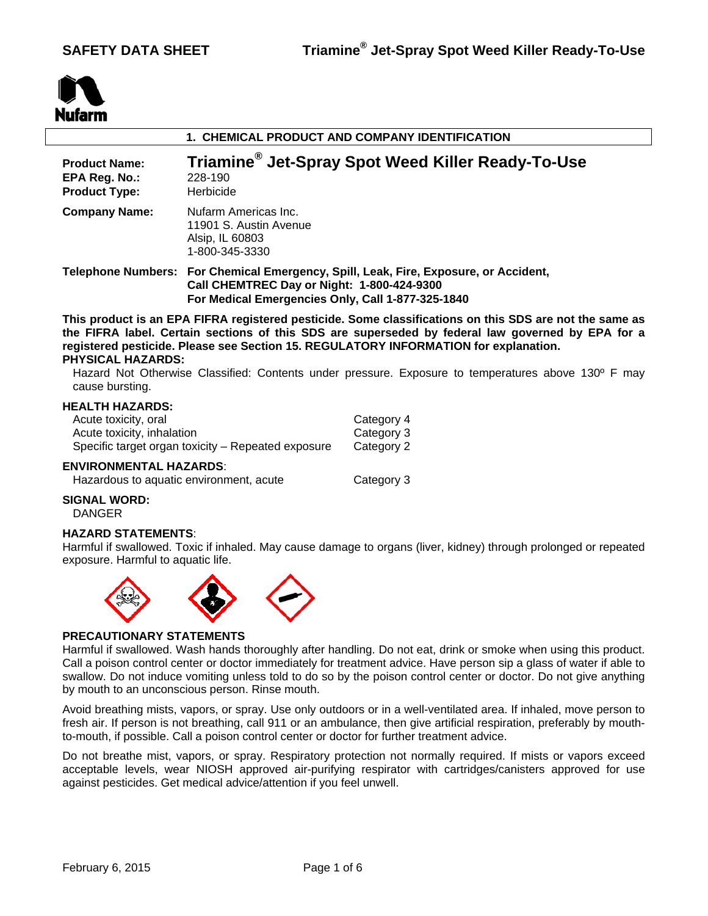**SAFETY DATA SHEET** **Triamine® Jet-Spray Spot Weed Killer Ready-To-Use**

Nufarm

## 1. CHEMICAL PRODUCT AND COMPANY IDENTIFICATION

**Product Name:** **Triamine® Jet-Spray Spot Weed Killer Ready-To-Use**
**EPA Reg. No.:** 228-190
**Product Type:** Herbicide

**Company Name:** Nufarm Americas Inc.
11901 S. Austin Avenue
Alsip, IL 60803
1-800-345-3330

**Telephone Numbers:** **For Chemical Emergency, Spill, Leak, Fire, Exposure, or Accident, Call CHEMTREC Day or Night: 1-800-424-9300**
**For Medical Emergencies Only, Call 1-877-325-1840**

**This product is an EPA FIFRA registered pesticide. Some classifications on this SDS are not the same as the FIFRA label. Certain sections of this SDS are superseded by federal law governed by EPA for a registered pesticide. Please see Section 15. REGULATORY INFORMATION for explanation.**

**PHYSICAL HAZARDS:**

Hazard Not Otherwise Classified: Contents under pressure. Exposure to temperatures above 130º F may cause bursting.

**HEALTH HAZARDS:**

| | |
|---|---|
| Acute toxicity, oral | Category 4 |
| Acute toxicity, inhalation | Category 3 |
| Specific target organ toxicity – Repeated exposure | Category 2 |

**ENVIRONMENTAL HAZARDS**:

| | |
|---|---|
| Hazardous to aquatic environment, acute | Category 3 |

**SIGNAL WORD:**

DANGER

**HAZARD STATEMENTS**:

Harmful if swallowed. Toxic if inhaled. May cause damage to organs (liver, kidney) through prolonged or repeated exposure. Harmful to aquatic life.

**PRECAUTIONARY STATEMENTS**

Harmful if swallowed. Wash hands thoroughly after handling. Do not eat, drink or smoke when using this product. Call a poison control center or doctor immediately for treatment advice. Have person sip a glass of water if able to swallow. Do not induce vomiting unless told to do so by the poison control center or doctor. Do not give anything by mouth to an unconscious person. Rinse mouth.

Avoid breathing mists, vapors, or spray. Use only outdoors or in a well-ventilated area. If inhaled, move person to fresh air. If person is not breathing, call 911 or an ambulance, then give artificial respiration, preferably by mouth-to-mouth, if possible. Call a poison control center or doctor for further treatment advice.

Do not breathe mist, vapors, or spray. Respiratory protection not normally required. If mists or vapors exceed acceptable levels, wear NIOSH approved air-purifying respirator with cartridges/canisters approved for use against pesticides. Get medical advice/attention if you feel unwell.

February 6, 2015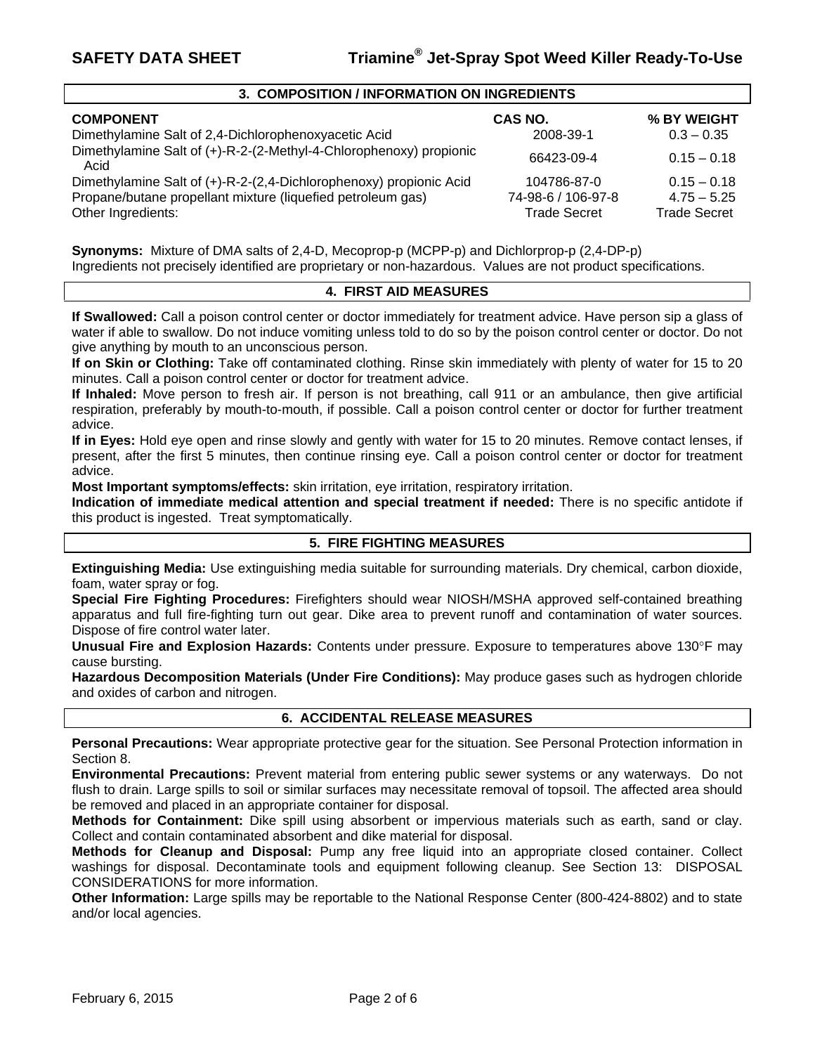## 3. COMPOSITION / INFORMATION ON INGREDIENTS

| COMPONENT | CAS NO. | % BY WEIGHT |
|---|---|---|
| Dimethylamine Salt of 2,4-Dichlorophenoxyacetic Acid | 2008-39-1 | 0.3 – 0.35 |
| Dimethylamine Salt of (+)-R-2-(2-Methyl-4-Chlorophenoxy) propionic Acid | 66423-09-4 | 0.15 – 0.18 |
| Dimethylamine Salt of (+)-R-2-(2,4-Dichlorophenoxy) propionic Acid | 104786-87-0 | 0.15 – 0.18 |
| Propane/butane propellant mixture (liquefied petroleum gas) | 74-98-6 / 106-97-8 | 4.75 – 5.25 |
| Other Ingredients: | Trade Secret | Trade Secret |

**Synonyms:** Mixture of DMA salts of 2,4-D, Mecoprop-p (MCPP-p) and Dichlorprop-p (2,4-DP-p)
Ingredients not precisely identified are proprietary or non-hazardous. Values are not product specifications.

## 4. FIRST AID MEASURES

**If Swallowed:** Call a poison control center or doctor immediately for treatment advice. Have person sip a glass of water if able to swallow. Do not induce vomiting unless told to do so by the poison control center or doctor. Do not give anything by mouth to an unconscious person.

**If on Skin or Clothing:** Take off contaminated clothing. Rinse skin immediately with plenty of water for 15 to 20 minutes. Call a poison control center or doctor for treatment advice.

**If Inhaled:** Move person to fresh air. If person is not breathing, call 911 or an ambulance, then give artificial respiration, preferably by mouth-to-mouth, if possible. Call a poison control center or doctor for further treatment advice.

**If in Eyes:** Hold eye open and rinse slowly and gently with water for 15 to 20 minutes. Remove contact lenses, if present, after the first 5 minutes, then continue rinsing eye. Call a poison control center or doctor for treatment advice.

**Most Important symptoms/effects:** skin irritation, eye irritation, respiratory irritation.

**Indication of immediate medical attention and special treatment if needed:** There is no specific antidote if this product is ingested. Treat symptomatically.

## 5. FIRE FIGHTING MEASURES

**Extinguishing Media:** Use extinguishing media suitable for surrounding materials. Dry chemical, carbon dioxide, foam, water spray or fog.

**Special Fire Fighting Procedures:** Firefighters should wear NIOSH/MSHA approved self-contained breathing apparatus and full fire-fighting turn out gear. Dike area to prevent runoff and contamination of water sources. Dispose of fire control water later.

**Unusual Fire and Explosion Hazards:** Contents under pressure. Exposure to temperatures above 130°F may cause bursting.

**Hazardous Decomposition Materials (Under Fire Conditions):** May produce gases such as hydrogen chloride and oxides of carbon and nitrogen.

## 6. ACCIDENTAL RELEASE MEASURES

**Personal Precautions:** Wear appropriate protective gear for the situation. See Personal Protection information in Section 8.

**Environmental Precautions:** Prevent material from entering public sewer systems or any waterways. Do not flush to drain. Large spills to soil or similar surfaces may necessitate removal of topsoil. The affected area should be removed and placed in an appropriate container for disposal.

**Methods for Containment:** Dike spill using absorbent or impervious materials such as earth, sand or clay. Collect and contain contaminated absorbent and dike material for disposal.

**Methods for Cleanup and Disposal:** Pump any free liquid into an appropriate closed container. Collect washings for disposal. Decontaminate tools and equipment following cleanup. See Section 13: DISPOSAL CONSIDERATIONS for more information.

**Other Information:** Large spills may be reportable to the National Response Center (800-424-8802) and to state and/or local agencies.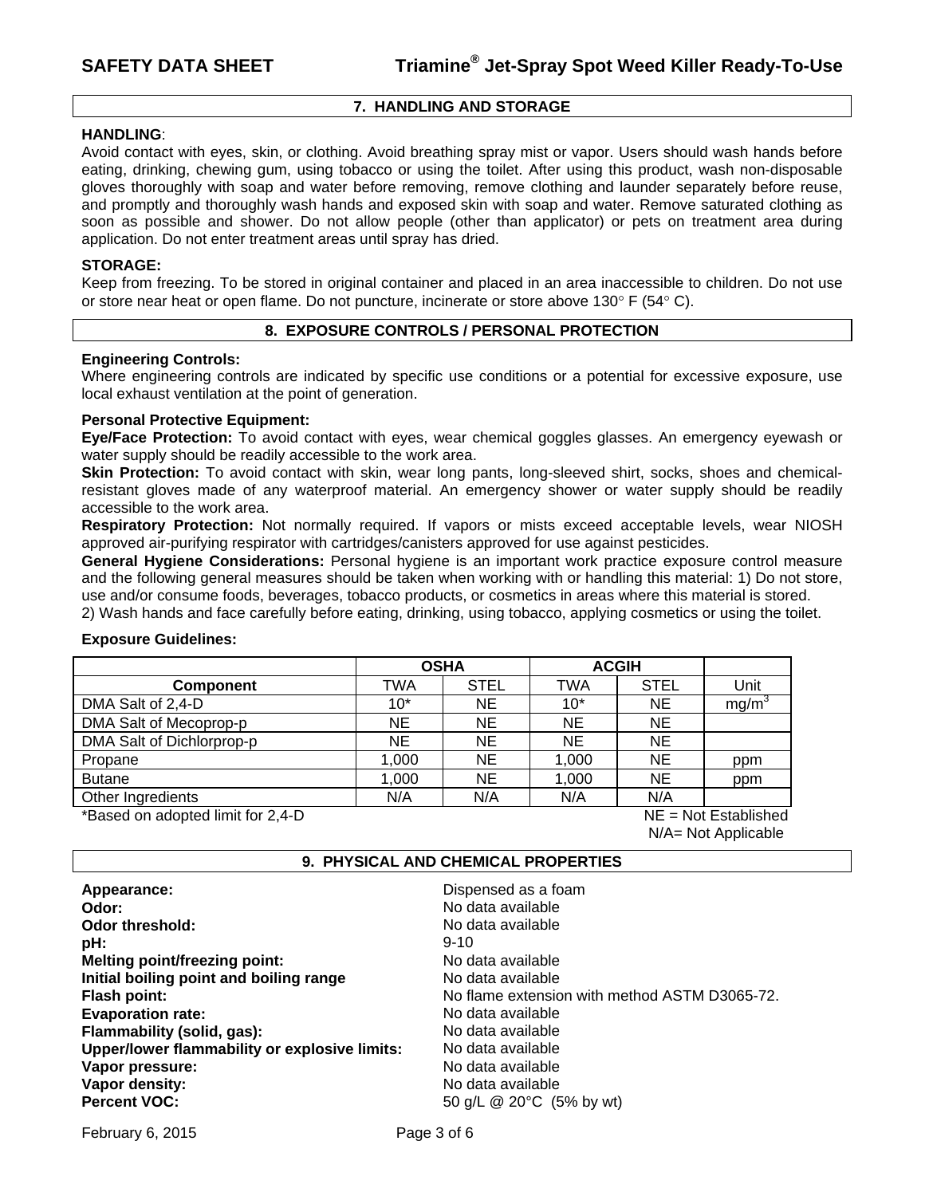## 7. HANDLING AND STORAGE

**HANDLING**:
Avoid contact with eyes, skin, or clothing. Avoid breathing spray mist or vapor. Users should wash hands before eating, drinking, chewing gum, using tobacco or using the toilet. After using this product, wash non-disposable gloves thoroughly with soap and water before removing, remove clothing and launder separately before reuse, and promptly and thoroughly wash hands and exposed skin with soap and water. Remove saturated clothing as soon as possible and shower. Do not allow people (other than applicator) or pets on treatment area during application. Do not enter treatment areas until spray has dried.

**STORAGE:**
Keep from freezing. To be stored in original container and placed in an area inaccessible to children. Do not use or store near heat or open flame. Do not puncture, incinerate or store above 130° F (54° C).

## 8. EXPOSURE CONTROLS / PERSONAL PROTECTION

**Engineering Controls:**
Where engineering controls are indicated by specific use conditions or a potential for excessive exposure, use local exhaust ventilation at the point of generation.

**Personal Protective Equipment:**
**Eye/Face Protection:** To avoid contact with eyes, wear chemical goggles glasses. An emergency eyewash or water supply should be readily accessible to the work area.
**Skin Protection:** To avoid contact with skin, wear long pants, long-sleeved shirt, socks, shoes and chemical-resistant gloves made of any waterproof material. An emergency shower or water supply should be readily accessible to the work area.
**Respiratory Protection:** Not normally required. If vapors or mists exceed acceptable levels, wear NIOSH approved air-purifying respirator with cartridges/canisters approved for use against pesticides.
**General Hygiene Considerations:** Personal hygiene is an important work practice exposure control measure and the following general measures should be taken when working with or handling this material: 1) Do not store, use and/or consume foods, beverages, tobacco products, or cosmetics in areas where this material is stored.
2) Wash hands and face carefully before eating, drinking, using tobacco, applying cosmetics or using the toilet.

**Exposure Guidelines:**

| | OSHA | | ACGIH | | |
|---|---|---|---|---|---|
| **Component** | TWA | STEL | TWA | STEL | Unit |
| DMA Salt of 2,4-D | 10* | NE | 10* | NE | $mg/m^3$ |
| DMA Salt of Mecoprop-p | NE | NE | NE | NE | |
| DMA Salt of Dichlorprop-p | NE | NE | NE | NE | |
| Propane | 1,000 | NE | 1,000 | NE | ppm |
| Butane | 1,000 | NE | 1,000 | NE | ppm |
| Other Ingredients | N/A | N/A | N/A | N/A | |

*Based on adopted limit for 2,4-D

NE = Not Established
N/A= Not Applicable

## 9. PHYSICAL AND CHEMICAL PROPERTIES

**Appearance:** Dispensed as a foam
**Odor:** No data available
**Odor threshold:** No data available
**pH:** 9-10
**Melting point/freezing point:** No data available
**Initial boiling point and boiling range** No data available
**Flash point:** No flame extension with method ASTM D3065-72.
**Evaporation rate:** No data available
**Flammability (solid, gas):** No data available
**Upper/lower flammability or explosive limits:** No data available
**Vapor pressure:** No data available
**Vapor density:** No data available
**Percent VOC:** 50 g/L @ 20°C (5% by wt)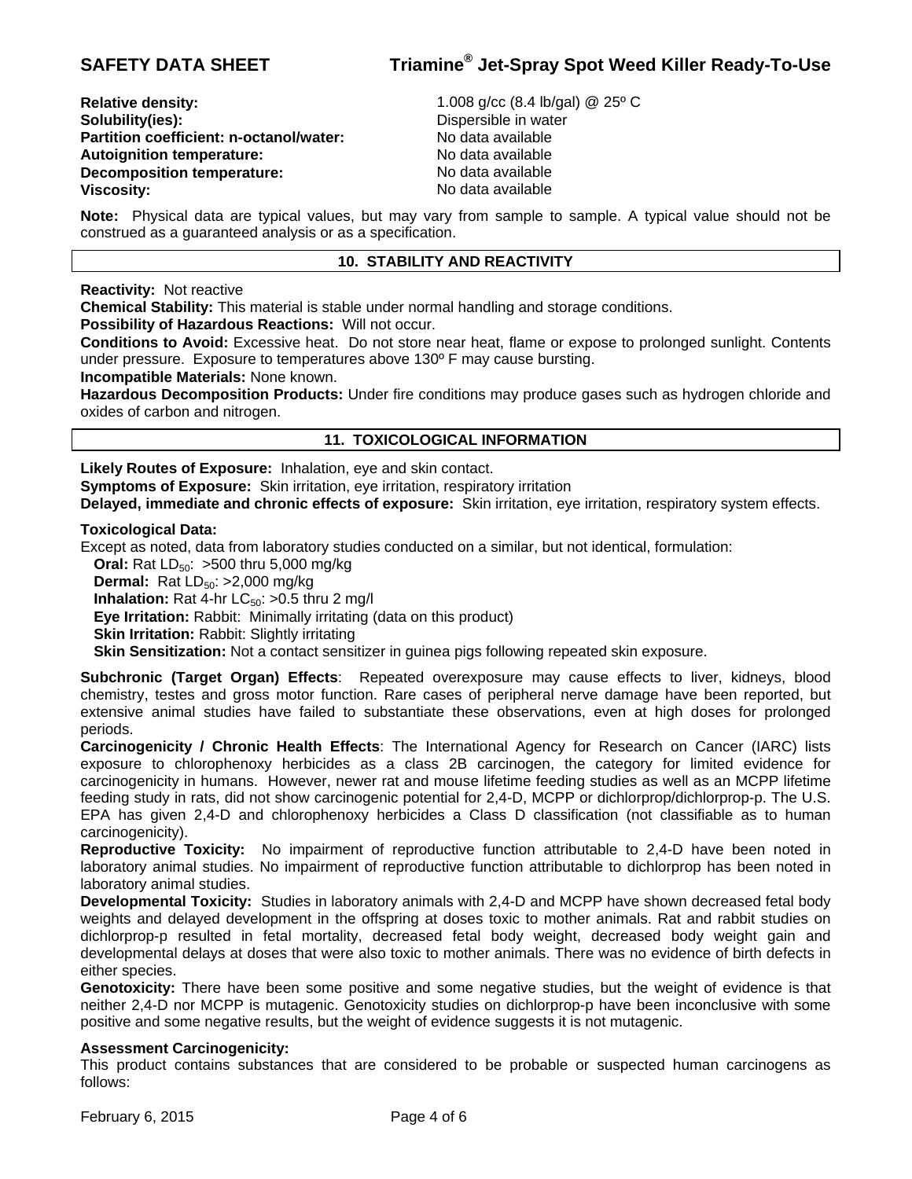| | |
|---|---|
| **Relative density:** | 1.008 g/cc (8.4 lb/gal) @ 25º C |
| **Solubility(ies):** | Dispersible in water |
| **Partition coefficient: n-octanol/water:** | No data available |
| **Autoignition temperature:** | No data available |
| **Decomposition temperature:** | No data available |
| **Viscosity:** | No data available |

**Note:** Physical data are typical values, but may vary from sample to sample. A typical value should not be construed as a guaranteed analysis or as a specification.

## 10. STABILITY AND REACTIVITY

**Reactivity:** Not reactive
**Chemical Stability:** This material is stable under normal handling and storage conditions.
**Possibility of Hazardous Reactions:** Will not occur.
**Conditions to Avoid:** Excessive heat. Do not store near heat, flame or expose to prolonged sunlight. Contents under pressure. Exposure to temperatures above 130º F may cause bursting.
**Incompatible Materials:** None known.
**Hazardous Decomposition Products:** Under fire conditions may produce gases such as hydrogen chloride and oxides of carbon and nitrogen.

## 11. TOXICOLOGICAL INFORMATION

**Likely Routes of Exposure:** Inhalation, eye and skin contact.
**Symptoms of Exposure:** Skin irritation, eye irritation, respiratory irritation
**Delayed, immediate and chronic effects of exposure:** Skin irritation, eye irritation, respiratory system effects.

**Toxicological Data:**
Except as noted, data from laboratory studies conducted on a similar, but not identical, formulation:
**Oral:** Rat $LD_{50}$: >500 thru 5,000 mg/kg
**Dermal:** Rat $LD_{50}$: >2,000 mg/kg
**Inhalation:** Rat 4-hr $LC_{50}$: >0.5 thru 2 mg/l
**Eye Irritation:** Rabbit: Minimally irritating (data on this product)
**Skin Irritation:** Rabbit: Slightly irritating
**Skin Sensitization:** Not a contact sensitizer in guinea pigs following repeated skin exposure.

**Subchronic (Target Organ) Effects**: Repeated overexposure may cause effects to liver, kidneys, blood chemistry, testes and gross motor function. Rare cases of peripheral nerve damage have been reported, but extensive animal studies have failed to substantiate these observations, even at high doses for prolonged periods.
**Carcinogenicity / Chronic Health Effects**: The International Agency for Research on Cancer (IARC) lists exposure to chlorophenoxy herbicides as a class 2B carcinogen, the category for limited evidence for carcinogenicity in humans. However, newer rat and mouse lifetime feeding studies as well as an MCPP lifetime feeding study in rats, did not show carcinogenic potential for 2,4-D, MCPP or dichlorprop/dichlorprop-p. The U.S. EPA has given 2,4-D and chlorophenoxy herbicides a Class D classification (not classifiable as to human carcinogenicity).
**Reproductive Toxicity:** No impairment of reproductive function attributable to 2,4-D have been noted in laboratory animal studies. No impairment of reproductive function attributable to dichlorprop has been noted in laboratory animal studies.
**Developmental Toxicity:** Studies in laboratory animals with 2,4-D and MCPP have shown decreased fetal body weights and delayed development in the offspring at doses toxic to mother animals. Rat and rabbit studies on dichlorprop-p resulted in fetal mortality, decreased fetal body weight, decreased body weight gain and developmental delays at doses that were also toxic to mother animals. There was no evidence of birth defects in either species.
**Genotoxicity:** There have been some positive and some negative studies, but the weight of evidence is that neither 2,4-D nor MCPP is mutagenic. Genotoxicity studies on dichlorprop-p have been inconclusive with some positive and some negative results, but the weight of evidence suggests it is not mutagenic.

**Assessment Carcinogenicity:**
This product contains substances that are considered to be probable or suspected human carcinogens as follows: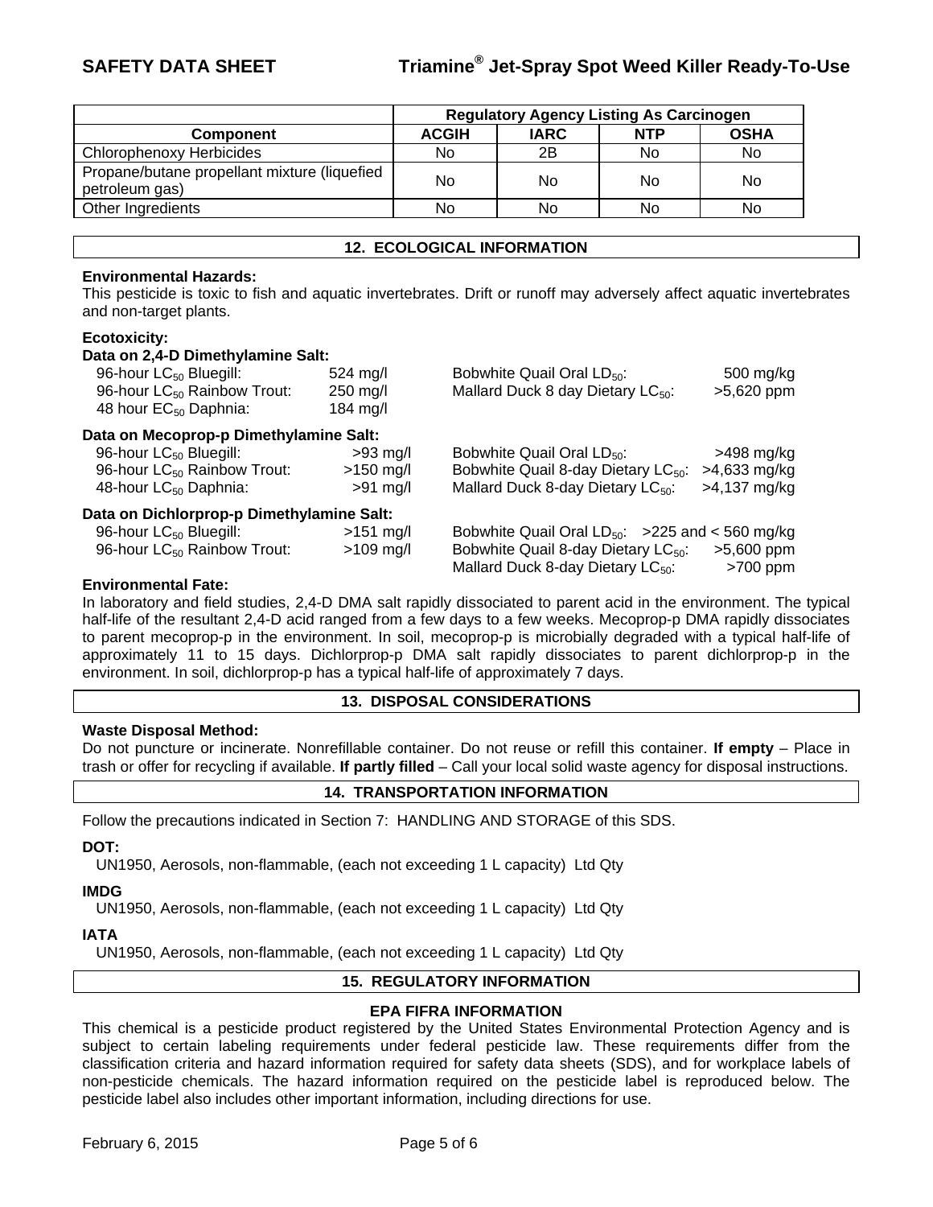| | Regulatory Agency Listing As Carcinogen | | | |
|---|---|---|---|---|
| **Component** | **ACGIH** | **IARC** | **NTP** | **OSHA** |
| Chlorophenoxy Herbicides | No | 2B | No | No |
| Propane/butane propellant mixture (liquefied petroleum gas) | No | No | No | No |
| Other Ingredients | No | No | No | No |

## 12. ECOLOGICAL INFORMATION

**Environmental Hazards:**
This pesticide is toxic to fish and aquatic invertebrates. Drift or runoff may adversely affect aquatic invertebrates and non-target plants.

**Ecotoxicity:**

**Data on 2,4-D Dimethylamine Salt:**

| | | | |
|---|---|---|---|
| 96-hour $LC_{50}$ Bluegill: | 524 mg/l | Bobwhite Quail Oral $LD_{50}$: | 500 mg/kg |
| 96-hour $LC_{50}$ Rainbow Trout: | 250 mg/l | Mallard Duck 8 day Dietary $LC_{50}$: | >5,620 ppm |
| 48 hour $EC_{50}$ Daphnia: | 184 mg/l | | |

**Data on Mecoprop-p Dimethylamine Salt:**

| | | | |
|---|---|---|---|
| 96-hour $LC_{50}$ Bluegill: | >93 mg/l | Bobwhite Quail Oral $LD_{50}$: | >498 mg/kg |
| 96-hour $LC_{50}$ Rainbow Trout: | >150 mg/l | Bobwhite Quail 8-day Dietary $LC_{50}$: | >4,633 mg/kg |
| 48-hour $LC_{50}$ Daphnia: | >91 mg/l | Mallard Duck 8-day Dietary $LC_{50}$: | >4,137 mg/kg |

**Data on Dichlorprop-p Dimethylamine Salt:**

| | | | |
|---|---|---|---|
| 96-hour $LC_{50}$ Bluegill: | >151 mg/l | Bobwhite Quail Oral $LD_{50}$: | >225 and < 560 mg/kg |
| 96-hour $LC_{50}$ Rainbow Trout: | >109 mg/l | Bobwhite Quail 8-day Dietary $LC_{50}$: | >5,600 ppm |
| | | Mallard Duck 8-day Dietary $LC_{50}$: | >700 ppm |

**Environmental Fate:**
In laboratory and field studies, 2,4-D DMA salt rapidly dissociated to parent acid in the environment. The typical half-life of the resultant 2,4-D acid ranged from a few days to a few weeks. Mecoprop-p DMA rapidly dissociates to parent mecoprop-p in the environment. In soil, mecoprop-p is microbially degraded with a typical half-life of approximately 11 to 15 days. Dichlorprop-p DMA salt rapidly dissociates to parent dichlorprop-p in the environment. In soil, dichlorprop-p has a typical half-life of approximately 7 days.

## 13. DISPOSAL CONSIDERATIONS

**Waste Disposal Method:**
Do not puncture or incinerate. Nonrefillable container. Do not reuse or refill this container. **If empty** – Place in trash or offer for recycling if available. **If partly filled** – Call your local solid waste agency for disposal instructions.

## 14. TRANSPORTATION INFORMATION

Follow the precautions indicated in Section 7: HANDLING AND STORAGE of this SDS.

**DOT:**
UN1950, Aerosols, non-flammable, (each not exceeding 1 L capacity) Ltd Qty

**IMDG**
UN1950, Aerosols, non-flammable, (each not exceeding 1 L capacity) Ltd Qty

**IATA**
UN1950, Aerosols, non-flammable, (each not exceeding 1 L capacity) Ltd Qty

## 15. REGULATORY INFORMATION

### EPA FIFRA INFORMATION

This chemical is a pesticide product registered by the United States Environmental Protection Agency and is subject to certain labeling requirements under federal pesticide law. These requirements differ from the classification criteria and hazard information required for safety data sheets (SDS), and for workplace labels of non-pesticide chemicals. The hazard information required on the pesticide label is reproduced below. The pesticide label also includes other important information, including directions for use.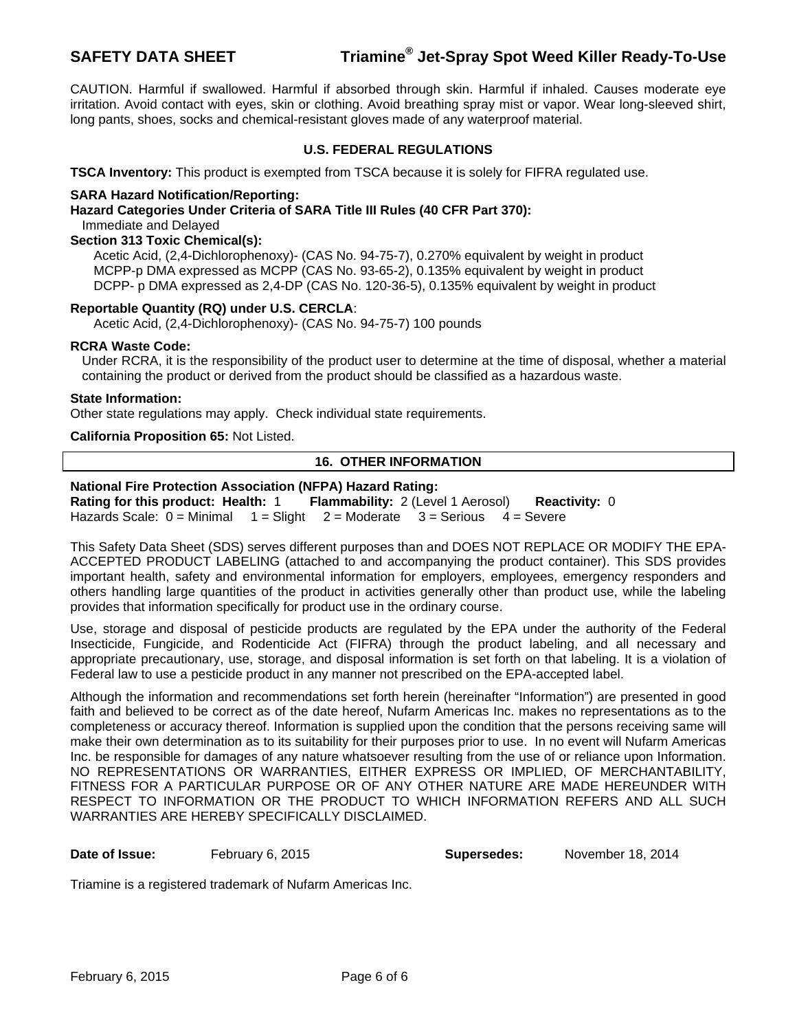CAUTION. Harmful if swallowed. Harmful if absorbed through skin. Harmful if inhaled. Causes moderate eye irritation. Avoid contact with eyes, skin or clothing. Avoid breathing spray mist or vapor. Wear long-sleeved shirt, long pants, shoes, socks and chemical-resistant gloves made of any waterproof material.

### U.S. FEDERAL REGULATIONS

**TSCA Inventory:** This product is exempted from TSCA because it is solely for FIFRA regulated use.

**SARA Hazard Notification/Reporting:**

**Hazard Categories Under Criteria of SARA Title III Rules (40 CFR Part 370):**

Immediate and Delayed

**Section 313 Toxic Chemical(s):**

Acetic Acid, (2,4-Dichlorophenoxy)- (CAS No. 94-75-7), 0.270% equivalent by weight in product
MCPP-p DMA expressed as MCPP (CAS No. 93-65-2), 0.135% equivalent by weight in product
DCPP- p DMA expressed as 2,4-DP (CAS No. 120-36-5), 0.135% equivalent by weight in product

**Reportable Quantity (RQ) under U.S. CERCLA**:

Acetic Acid, (2,4-Dichlorophenoxy)- (CAS No. 94-75-7) 100 pounds

**RCRA Waste Code:**

Under RCRA, it is the responsibility of the product user to determine at the time of disposal, whether a material containing the product or derived from the product should be classified as a hazardous waste.

**State Information:**

Other state regulations may apply. Check individual state requirements.

**California Proposition 65:** Not Listed.

## 16. OTHER INFORMATION

**National Fire Protection Association (NFPA) Hazard Rating:**

**Rating for this product: Health:** 1 **Flammability:** 2 (Level 1 Aerosol) **Reactivity:** 0

Hazards Scale: 0 = Minimal 1 = Slight 2 = Moderate 3 = Serious 4 = Severe

This Safety Data Sheet (SDS) serves different purposes than and DOES NOT REPLACE OR MODIFY THE EPA-ACCEPTED PRODUCT LABELING (attached to and accompanying the product container). This SDS provides important health, safety and environmental information for employers, employees, emergency responders and others handling large quantities of the product in activities generally other than product use, while the labeling provides that information specifically for product use in the ordinary course.

Use, storage and disposal of pesticide products are regulated by the EPA under the authority of the Federal Insecticide, Fungicide, and Rodenticide Act (FIFRA) through the product labeling, and all necessary and appropriate precautionary, use, storage, and disposal information is set forth on that labeling. It is a violation of Federal law to use a pesticide product in any manner not prescribed on the EPA-accepted label.

Although the information and recommendations set forth herein (hereinafter "Information") are presented in good faith and believed to be correct as of the date hereof, Nufarm Americas Inc. makes no representations as to the completeness or accuracy thereof. Information is supplied upon the condition that the persons receiving same will make their own determination as to its suitability for their purposes prior to use. In no event will Nufarm Americas Inc. be responsible for damages of any nature whatsoever resulting from the use of or reliance upon Information. NO REPRESENTATIONS OR WARRANTIES, EITHER EXPRESS OR IMPLIED, OF MERCHANTABILITY, FITNESS FOR A PARTICULAR PURPOSE OR OF ANY OTHER NATURE ARE MADE HEREUNDER WITH RESPECT TO INFORMATION OR THE PRODUCT TO WHICH INFORMATION REFERS AND ALL SUCH WARRANTIES ARE HEREBY SPECIFICALLY DISCLAIMED.

**Date of Issue:** February 6, 2015 **Supersedes:** November 18, 2014

Triamine is a registered trademark of Nufarm Americas Inc.